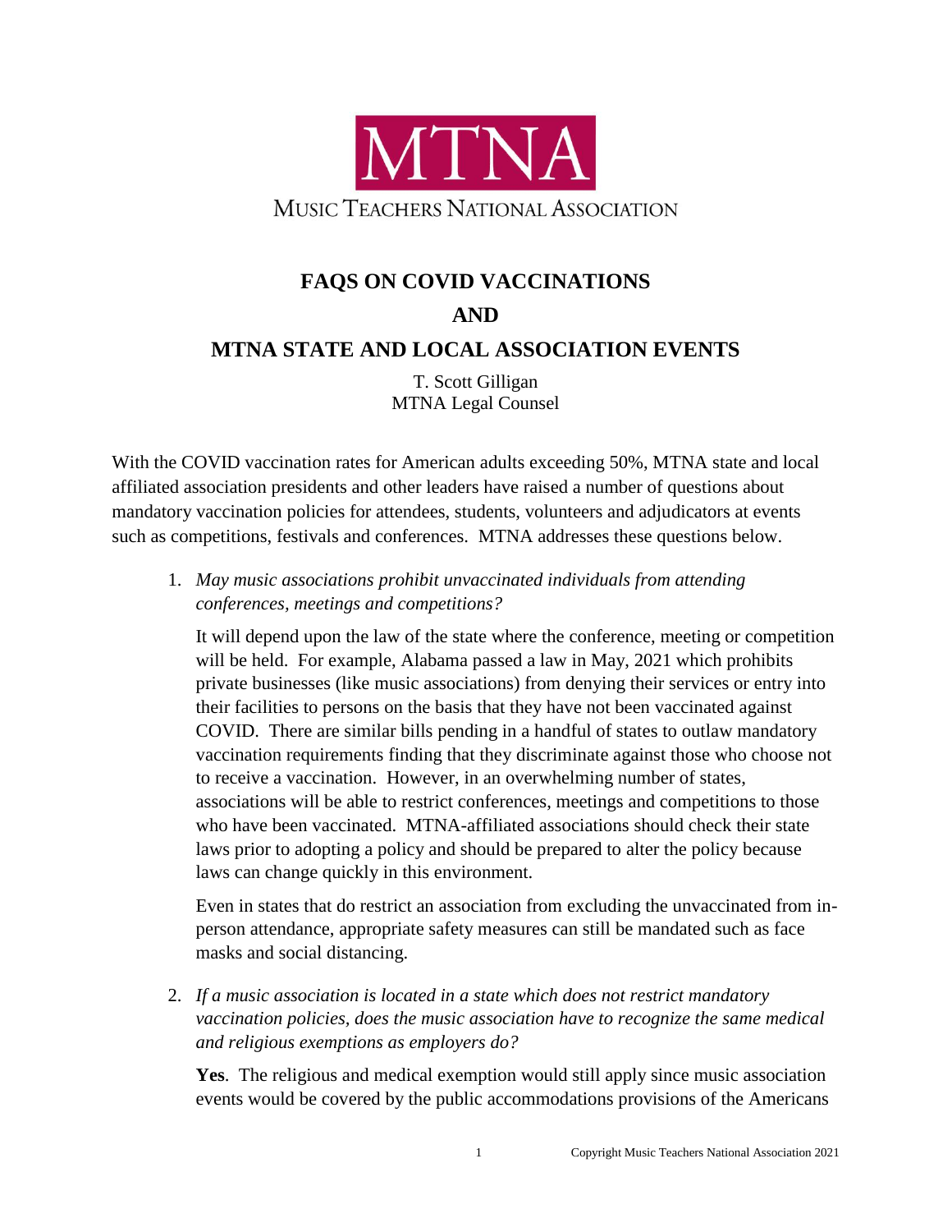MTNA

MUSIC TEACHERS NATIONAL ASSOCIATION

# FAQS ON COVID VACCINATIONS
# AND
# MTNA STATE AND LOCAL ASSOCIATION EVENTS

T. Scott Gilligan
MTNA Legal Counsel

With the COVID vaccination rates for American adults exceeding 50%, MTNA state and local affiliated association presidents and other leaders have raised a number of questions about mandatory vaccination policies for attendees, students, volunteers and adjudicators at events such as competitions, festivals and conferences. MTNA addresses these questions below.

1. *May music associations prohibit unvaccinated individuals from attending conferences, meetings and competitions?*

   It will depend upon the law of the state where the conference, meeting or competition will be held. For example, Alabama passed a law in May, 2021 which prohibits private businesses (like music associations) from denying their services or entry into their facilities to persons on the basis that they have not been vaccinated against COVID. There are similar bills pending in a handful of states to outlaw mandatory vaccination requirements finding that they discriminate against those who choose not to receive a vaccination. However, in an overwhelming number of states, associations will be able to restrict conferences, meetings and competitions to those who have been vaccinated. MTNA-affiliated associations should check their state laws prior to adopting a policy and should be prepared to alter the policy because laws can change quickly in this environment.

   Even in states that do restrict an association from excluding the unvaccinated from in-person attendance, appropriate safety measures can still be mandated such as face masks and social distancing.

2. *If a music association is located in a state which does not restrict mandatory vaccination policies, does the music association have to recognize the same medical and religious exemptions as employers do?*

   **Yes**. The religious and medical exemption would still apply since music association events would be covered by the public accommodations provisions of the Americans

Copyright Music Teachers National Association 2021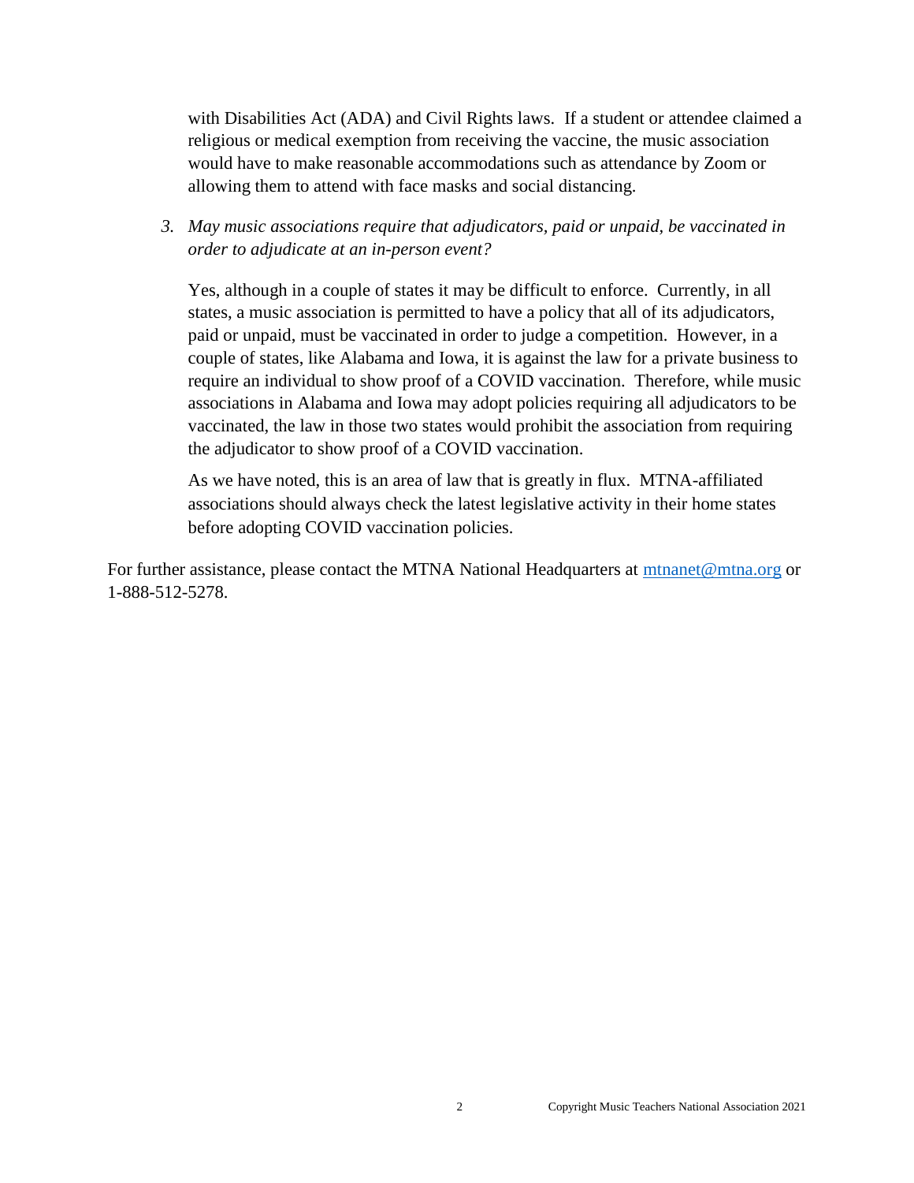with Disabilities Act (ADA) and Civil Rights laws. If a student or attendee claimed a religious or medical exemption from receiving the vaccine, the music association would have to make reasonable accommodations such as attendance by Zoom or allowing them to attend with face masks and social distancing.

3. *May music associations require that adjudicators, paid or unpaid, be vaccinated in order to adjudicate at an in-person event?*

   Yes, although in a couple of states it may be difficult to enforce. Currently, in all states, a music association is permitted to have a policy that all of its adjudicators, paid or unpaid, must be vaccinated in order to judge a competition. However, in a couple of states, like Alabama and Iowa, it is against the law for a private business to require an individual to show proof of a COVID vaccination. Therefore, while music associations in Alabama and Iowa may adopt policies requiring all adjudicators to be vaccinated, the law in those two states would prohibit the association from requiring the adjudicator to show proof of a COVID vaccination.

   As we have noted, this is an area of law that is greatly in flux. MTNA-affiliated associations should always check the latest legislative activity in their home states before adopting COVID vaccination policies.

For further assistance, please contact the MTNA National Headquarters at [mtnanet@mtna.org](mailto:mtnanet@mtna.org) or 1-888-512-5278.

Copyright Music Teachers National Association 2021